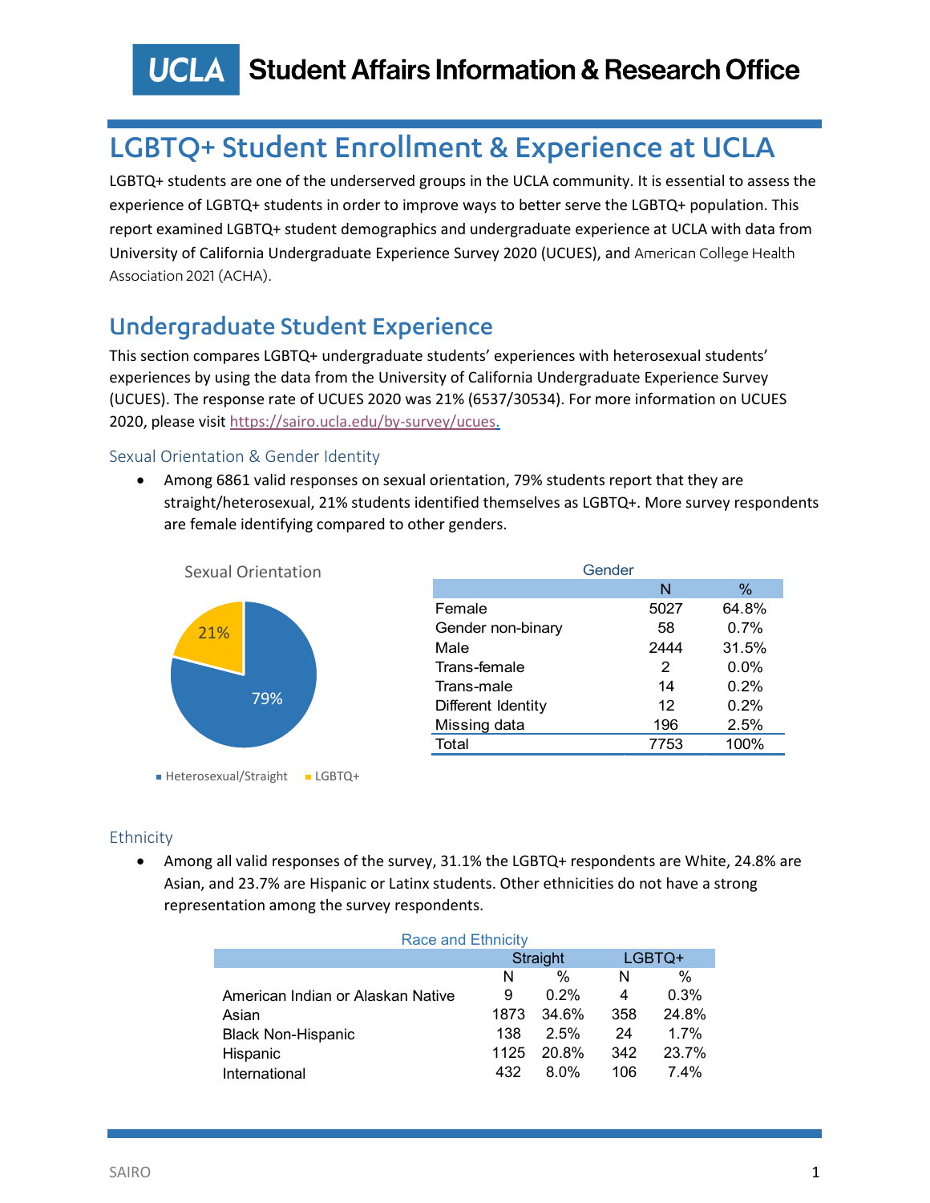# LGBTQ+ Student Enrollment & Experience at UCLA

LGBTQ+ students are one of the underserved groups in the UCLA community. It is essential to assess the experience of LGBTQ+ students in order to improve ways to better serve the LGBTQ+ population. This report examined LGBTQ+ student demographics and undergraduate experience at UCLA with data from University of California Undergraduate Experience Survey 2020 (UCUES), and American College Health Association 2021 (ACHA).

## Undergraduate Student Experience

This section compares LGBTQ+ undergraduate students' experiences with heterosexual students' experiences by using the data from the University of California Undergraduate Experience Survey (UCUES). The response rate of UCUES 2020 was 21% (6537/30534). For more information on UCUES 2020, please visit https://sairo.ucla.edu/by-survey/ucues.

### Sexual Orientation & Gender Identity

- Among 6861 valid responses on sexual orientation, 79% students report that they are straight/heterosexual, 21% students identified themselves as LGBTQ+. More survey respondents are female identifying compared to other genders.

Sexual Orientation

21%

79%

Heterosexual/Straight LGBTQ+

Gender

| | N | % |
|---|---|---|
| Female | 5027 | 64.8% |
| Gender non-binary | 58 | 0.7% |
| Male | 2444 | 31.5% |
| Trans-female | 2 | 0.0% |
| Trans-male | 14 | 0.2% |
| Different Identity | 12 | 0.2% |
| Missing data | 196 | 2.5% |
| Total | 7753 | 100% |

### Ethnicity

- Among all valid responses of the survey, 31.1% the LGBTQ+ respondents are White, 24.8% are Asian, and 23.7% are Hispanic or Latinx students. Other ethnicities do not have a strong representation among the survey respondents.

Race and Ethnicity

| | Straight | | LGBTQ+ | |
|---|---|---|---|---|
| | N | % | N | % |
| American Indian or Alaskan Native | 9 | 0.2% | 4 | 0.3% |
| Asian | 1873 | 34.6% | 358 | 24.8% |
| Black Non-Hispanic | 138 | 2.5% | 24 | 1.7% |
| Hispanic | 1125 | 20.8% | 342 | 23.7% |
| International | 432 | 8.0% | 106 | 7.4% |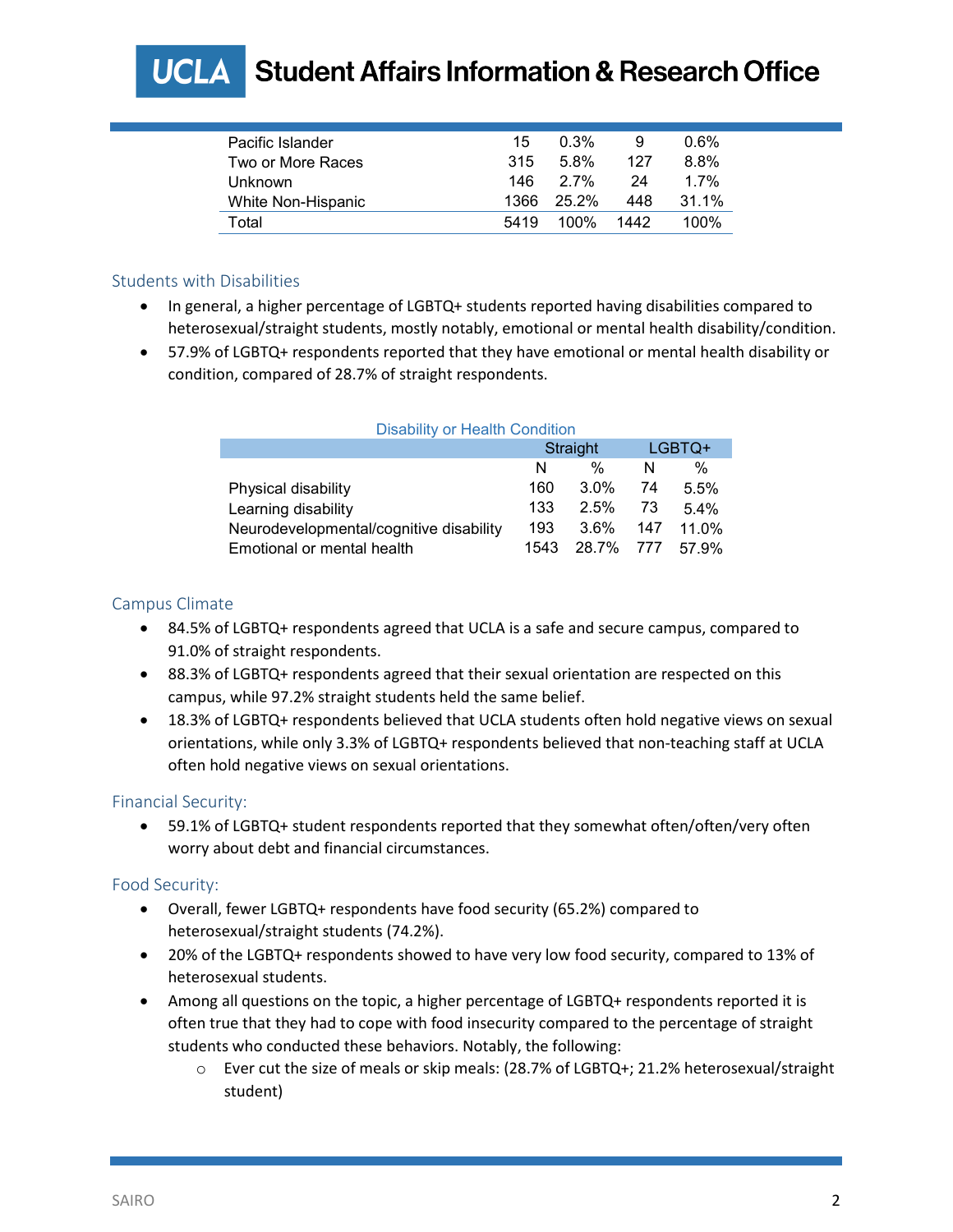| | | | | |
|---|---|---|---|---|
| Pacific Islander | 15 | 0.3% | 9 | 0.6% |
| Two or More Races | 315 | 5.8% | 127 | 8.8% |
| Unknown | 146 | 2.7% | 24 | 1.7% |
| White Non-Hispanic | 1366 | 25.2% | 448 | 31.1% |
| Total | 5419 | 100% | 1442 | 100% |

## Students with Disabilities

- In general, a higher percentage of LGBTQ+ students reported having disabilities compared to heterosexual/straight students, mostly notably, emotional or mental health disability/condition.
- 57.9% of LGBTQ+ respondents reported that they have emotional or mental health disability or condition, compared of 28.7% of straight respondents.

Disability or Health Condition

| | Straight | | LGBTQ+ | |
|---|---|---|---|---|
| | N | % | N | % |
| Physical disability | 160 | 3.0% | 74 | 5.5% |
| Learning disability | 133 | 2.5% | 73 | 5.4% |
| Neurodevelopmental/cognitive disability | 193 | 3.6% | 147 | 11.0% |
| Emotional or mental health | 1543 | 28.7% | 777 | 57.9% |

## Campus Climate

- 84.5% of LGBTQ+ respondents agreed that UCLA is a safe and secure campus, compared to 91.0% of straight respondents.
- 88.3% of LGBTQ+ respondents agreed that their sexual orientation are respected on this campus, while 97.2% straight students held the same belief.
- 18.3% of LGBTQ+ respondents believed that UCLA students often hold negative views on sexual orientations, while only 3.3% of LGBTQ+ respondents believed that non-teaching staff at UCLA often hold negative views on sexual orientations.

## Financial Security:

- 59.1% of LGBTQ+ student respondents reported that they somewhat often/often/very often worry about debt and financial circumstances.

## Food Security:

- Overall, fewer LGBTQ+ respondents have food security (65.2%) compared to heterosexual/straight students (74.2%).
- 20% of the LGBTQ+ respondents showed to have very low food security, compared to 13% of heterosexual students.
- Among all questions on the topic, a higher percentage of LGBTQ+ respondents reported it is often true that they had to cope with food insecurity compared to the percentage of straight students who conducted these behaviors. Notably, the following:
  - Ever cut the size of meals or skip meals: (28.7% of LGBTQ+; 21.2% heterosexual/straight student)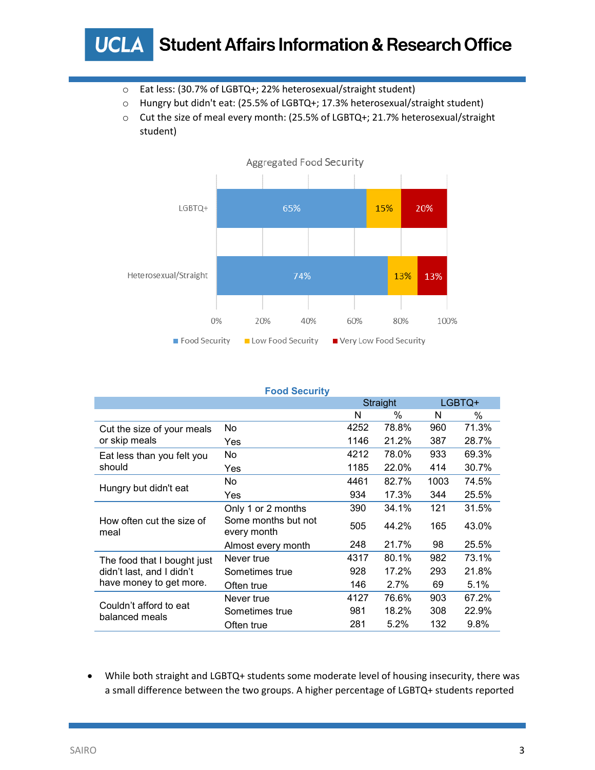- Eat less: (30.7% of LGBTQ+; 22% heterosexual/straight student)
- Hungry but didn't eat: (25.5% of LGBTQ+; 17.3% heterosexual/straight student)
- Cut the size of meal every month: (25.5% of LGBTQ+; 21.7% heterosexual/straight student)

Aggregated Food Security

LGBTQ+ 65% 15% 20%

Heterosexual/Straight 74% 13% 13%

0% 20% 40% 60% 80% 100%

Food Security | Low Food Security | Very Low Food Security

**Food Security**

| | | Straight | | LGBTQ+ | |
|---|---|---|---|---|---|
| | | N | % | N | % |
| Cut the size of your meals or skip meals | No | 4252 | 78.8% | 960 | 71.3% |
| | Yes | 1146 | 21.2% | 387 | 28.7% |
| Eat less than you felt you should | No | 4212 | 78.0% | 933 | 69.3% |
| | Yes | 1185 | 22.0% | 414 | 30.7% |
| Hungry but didn't eat | No | 4461 | 82.7% | 1003 | 74.5% |
| | Yes | 934 | 17.3% | 344 | 25.5% |
| How often cut the size of meal | Only 1 or 2 months | 390 | 34.1% | 121 | 31.5% |
| | Some months but not every month | 505 | 44.2% | 165 | 43.0% |
| | Almost every month | 248 | 21.7% | 98 | 25.5% |
| The food that I bought just didn't last, and I didn't have money to get more. | Never true | 4317 | 80.1% | 982 | 73.1% |
| | Sometimes true | 928 | 17.2% | 293 | 21.8% |
| | Often true | 146 | 2.7% | 69 | 5.1% |
| Couldn't afford to eat balanced meals | Never true | 4127 | 76.6% | 903 | 67.2% |
| | Sometimes true | 981 | 18.2% | 308 | 22.9% |
| | Often true | 281 | 5.2% | 132 | 9.8% |

- While both straight and LGBTQ+ students some moderate level of housing insecurity, there was a small difference between the two groups. A higher percentage of LGBTQ+ students reported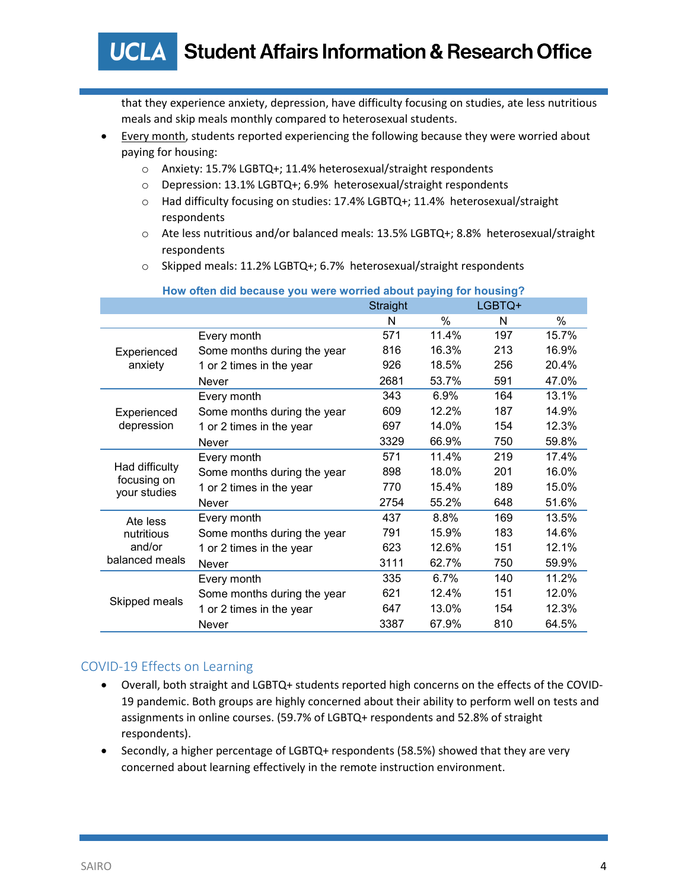that they experience anxiety, depression, have difficulty focusing on studies, ate less nutritious meals and skip meals monthly compared to heterosexual students.

- Every month, students reported experiencing the following because they were worried about paying for housing:
  - Anxiety: 15.7% LGBTQ+; 11.4% heterosexual/straight respondents
  - Depression: 13.1% LGBTQ+; 6.9% heterosexual/straight respondents
  - Had difficulty focusing on studies: 17.4% LGBTQ+; 11.4% heterosexual/straight respondents
  - Ate less nutritious and/or balanced meals: 13.5% LGBTQ+; 8.8% heterosexual/straight respondents
  - Skipped meals: 11.2% LGBTQ+; 6.7% heterosexual/straight respondents

**How often did because you were worried about paying for housing?**

| | | Straight | | LGBTQ+ | |
|---|---|---|---|---|---|
| | | N | % | N | % |
| Experienced anxiety | Every month | 571 | 11.4% | 197 | 15.7% |
| | Some months during the year | 816 | 16.3% | 213 | 16.9% |
| | 1 or 2 times in the year | 926 | 18.5% | 256 | 20.4% |
| | Never | 2681 | 53.7% | 591 | 47.0% |
| Experienced depression | Every month | 343 | 6.9% | 164 | 13.1% |
| | Some months during the year | 609 | 12.2% | 187 | 14.9% |
| | 1 or 2 times in the year | 697 | 14.0% | 154 | 12.3% |
| | Never | 3329 | 66.9% | 750 | 59.8% |
| Had difficulty focusing on your studies | Every month | 571 | 11.4% | 219 | 17.4% |
| | Some months during the year | 898 | 18.0% | 201 | 16.0% |
| | 1 or 2 times in the year | 770 | 15.4% | 189 | 15.0% |
| | Never | 2754 | 55.2% | 648 | 51.6% |
| Ate less nutritious and/or balanced meals | Every month | 437 | 8.8% | 169 | 13.5% |
| | Some months during the year | 791 | 15.9% | 183 | 14.6% |
| | 1 or 2 times in the year | 623 | 12.6% | 151 | 12.1% |
| | Never | 3111 | 62.7% | 750 | 59.9% |
| Skipped meals | Every month | 335 | 6.7% | 140 | 11.2% |
| | Some months during the year | 621 | 12.4% | 151 | 12.0% |
| | 1 or 2 times in the year | 647 | 13.0% | 154 | 12.3% |
| | Never | 3387 | 67.9% | 810 | 64.5% |

## COVID-19 Effects on Learning

- Overall, both straight and LGBTQ+ students reported high concerns on the effects of the COVID-19 pandemic. Both groups are highly concerned about their ability to perform well on tests and assignments in online courses. (59.7% of LGBTQ+ respondents and 52.8% of straight respondents).
- Secondly, a higher percentage of LGBTQ+ respondents (58.5%) showed that they are very concerned about learning effectively in the remote instruction environment.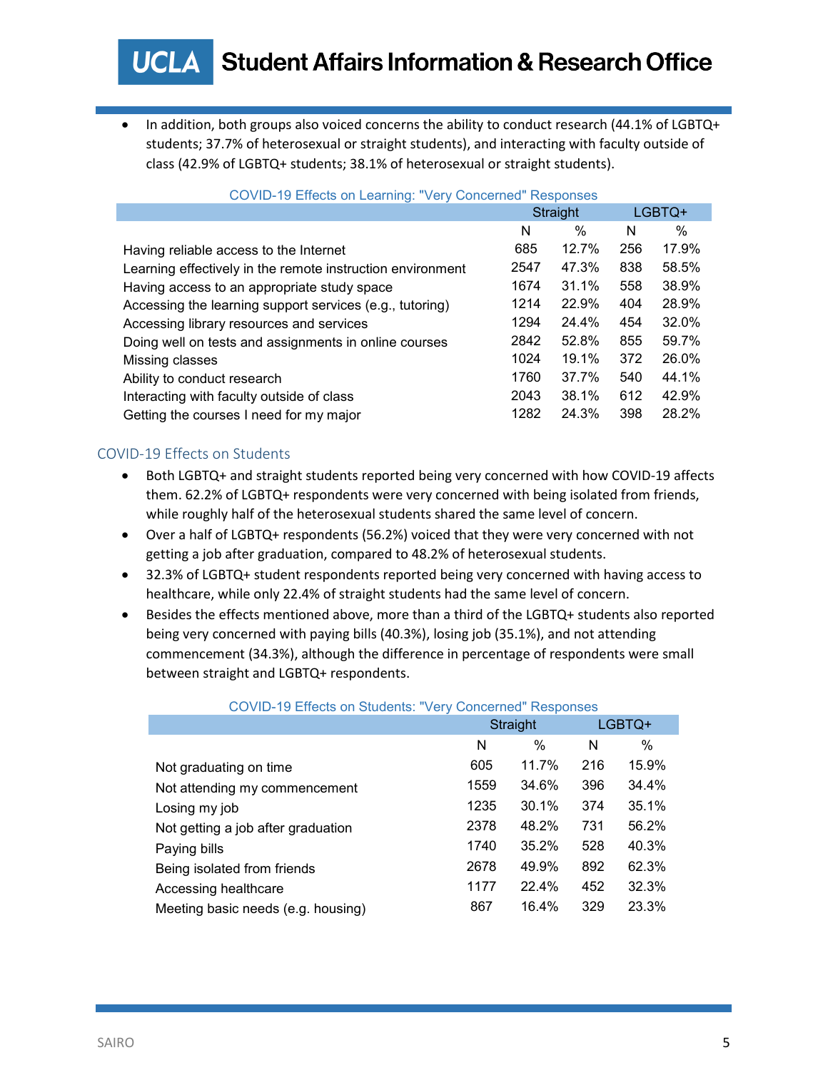- In addition, both groups also voiced concerns the ability to conduct research (44.1% of LGBTQ+ students; 37.7% of heterosexual or straight students), and interacting with faculty outside of class (42.9% of LGBTQ+ students; 38.1% of heterosexual or straight students).

COVID-19 Effects on Learning: "Very Concerned" Responses

| | Straight | | LGBTQ+ | |
|---|---|---|---|---|
| | N | % | N | % |
| Having reliable access to the Internet | 685 | 12.7% | 256 | 17.9% |
| Learning effectively in the remote instruction environment | 2547 | 47.3% | 838 | 58.5% |
| Having access to an appropriate study space | 1674 | 31.1% | 558 | 38.9% |
| Accessing the learning support services (e.g., tutoring) | 1214 | 22.9% | 404 | 28.9% |
| Accessing library resources and services | 1294 | 24.4% | 454 | 32.0% |
| Doing well on tests and assignments in online courses | 2842 | 52.8% | 855 | 59.7% |
| Missing classes | 1024 | 19.1% | 372 | 26.0% |
| Ability to conduct research | 1760 | 37.7% | 540 | 44.1% |
| Interacting with faculty outside of class | 2043 | 38.1% | 612 | 42.9% |
| Getting the courses I need for my major | 1282 | 24.3% | 398 | 28.2% |

## COVID-19 Effects on Students

- Both LGBTQ+ and straight students reported being very concerned with how COVID-19 affects them. 62.2% of LGBTQ+ respondents were very concerned with being isolated from friends, while roughly half of the heterosexual students shared the same level of concern.
- Over a half of LGBTQ+ respondents (56.2%) voiced that they were very concerned with not getting a job after graduation, compared to 48.2% of heterosexual students.
- 32.3% of LGBTQ+ student respondents reported being very concerned with having access to healthcare, while only 22.4% of straight students had the same level of concern.
- Besides the effects mentioned above, more than a third of the LGBTQ+ students also reported being very concerned with paying bills (40.3%), losing job (35.1%), and not attending commencement (34.3%), although the difference in percentage of respondents were small between straight and LGBTQ+ respondents.

COVID-19 Effects on Students: "Very Concerned" Responses

| | Straight | | LGBTQ+ | |
|---|---|---|---|---|
| | N | % | N | % |
| Not graduating on time | 605 | 11.7% | 216 | 15.9% |
| Not attending my commencement | 1559 | 34.6% | 396 | 34.4% |
| Losing my job | 1235 | 30.1% | 374 | 35.1% |
| Not getting a job after graduation | 2378 | 48.2% | 731 | 56.2% |
| Paying bills | 1740 | 35.2% | 528 | 40.3% |
| Being isolated from friends | 2678 | 49.9% | 892 | 62.3% |
| Accessing healthcare | 1177 | 22.4% | 452 | 32.3% |
| Meeting basic needs (e.g. housing) | 867 | 16.4% | 329 | 23.3% |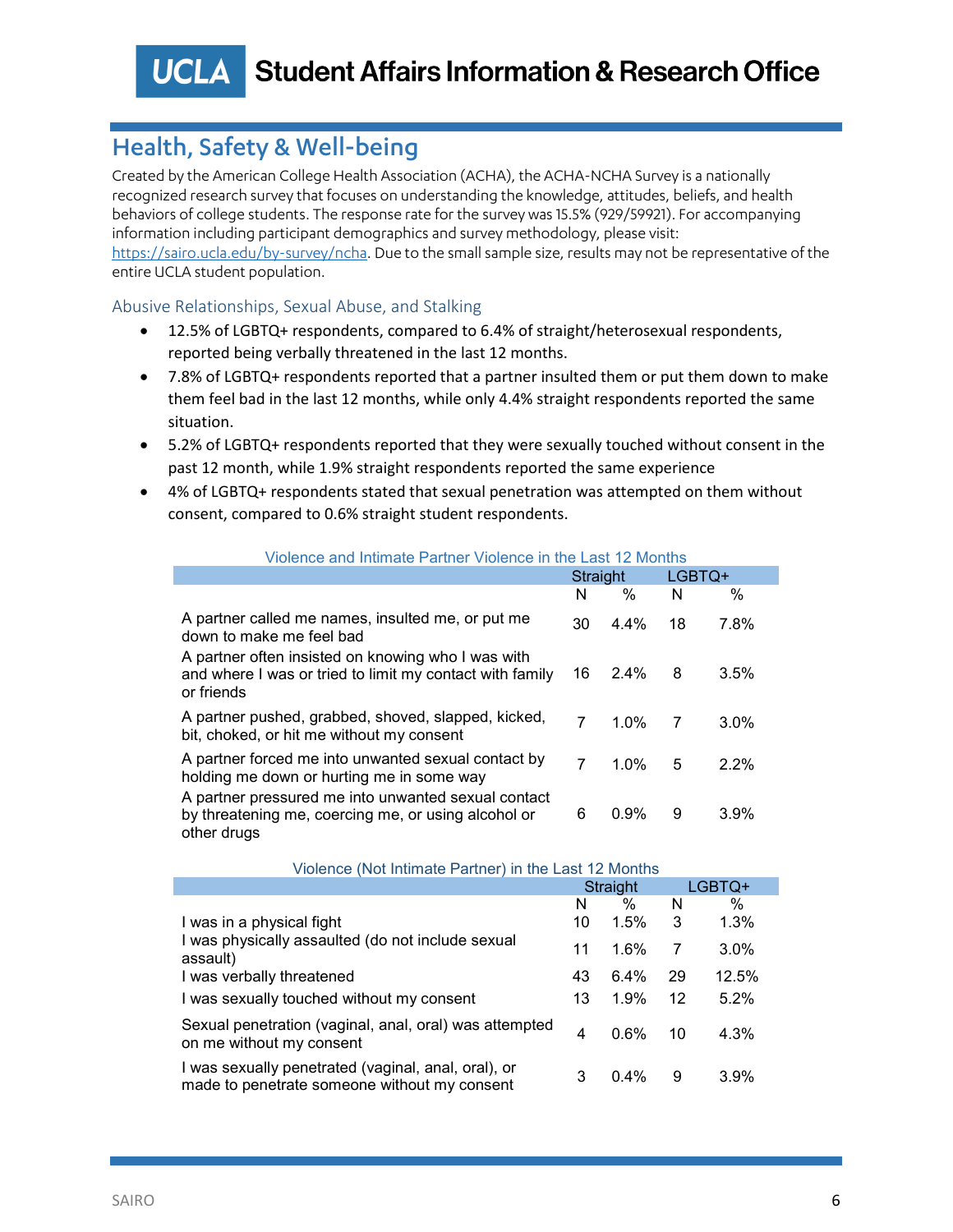## Health, Safety & Well-being

Created by the American College Health Association (ACHA), the ACHA-NCHA Survey is a nationally recognized research survey that focuses on understanding the knowledge, attitudes, beliefs, and health behaviors of college students. The response rate for the survey was 15.5% (929/59921). For accompanying information including participant demographics and survey methodology, please visit: https://sairo.ucla.edu/by-survey/ncha. Due to the small sample size, results may not be representative of the entire UCLA student population.

### Abusive Relationships, Sexual Abuse, and Stalking

- 12.5% of LGBTQ+ respondents, compared to 6.4% of straight/heterosexual respondents, reported being verbally threatened in the last 12 months.
- 7.8% of LGBTQ+ respondents reported that a partner insulted them or put them down to make them feel bad in the last 12 months, while only 4.4% straight respondents reported the same situation.
- 5.2% of LGBTQ+ respondents reported that they were sexually touched without consent in the past 12 month, while 1.9% straight respondents reported the same experience
- 4% of LGBTQ+ respondents stated that sexual penetration was attempted on them without consent, compared to 0.6% straight student respondents.

Violence and Intimate Partner Violence in the Last 12 Months

| | Straight | | LGBTQ+ | |
|---|---|---|---|---|
| | N | % | N | % |
| A partner called me names, insulted me, or put me down to make me feel bad | 30 | 4.4% | 18 | 7.8% |
| A partner often insisted on knowing who I was with and where I was or tried to limit my contact with family or friends | 16 | 2.4% | 8 | 3.5% |
| A partner pushed, grabbed, shoved, slapped, kicked, bit, choked, or hit me without my consent | 7 | 1.0% | 7 | 3.0% |
| A partner forced me into unwanted sexual contact by holding me down or hurting me in some way | 7 | 1.0% | 5 | 2.2% |
| A partner pressured me into unwanted sexual contact by threatening me, coercing me, or using alcohol or other drugs | 6 | 0.9% | 9 | 3.9% |

Violence (Not Intimate Partner) in the Last 12 Months

| | Straight | | LGBTQ+ | |
|---|---|---|---|---|
| | N | % | N | % |
| I was in a physical fight | 10 | 1.5% | 3 | 1.3% |
| I was physically assaulted (do not include sexual assault) | 11 | 1.6% | 7 | 3.0% |
| I was verbally threatened | 43 | 6.4% | 29 | 12.5% |
| I was sexually touched without my consent | 13 | 1.9% | 12 | 5.2% |
| Sexual penetration (vaginal, anal, oral) was attempted on me without my consent | 4 | 0.6% | 10 | 4.3% |
| I was sexually penetrated (vaginal, anal, oral), or made to penetrate someone without my consent | 3 | 0.4% | 9 | 3.9% |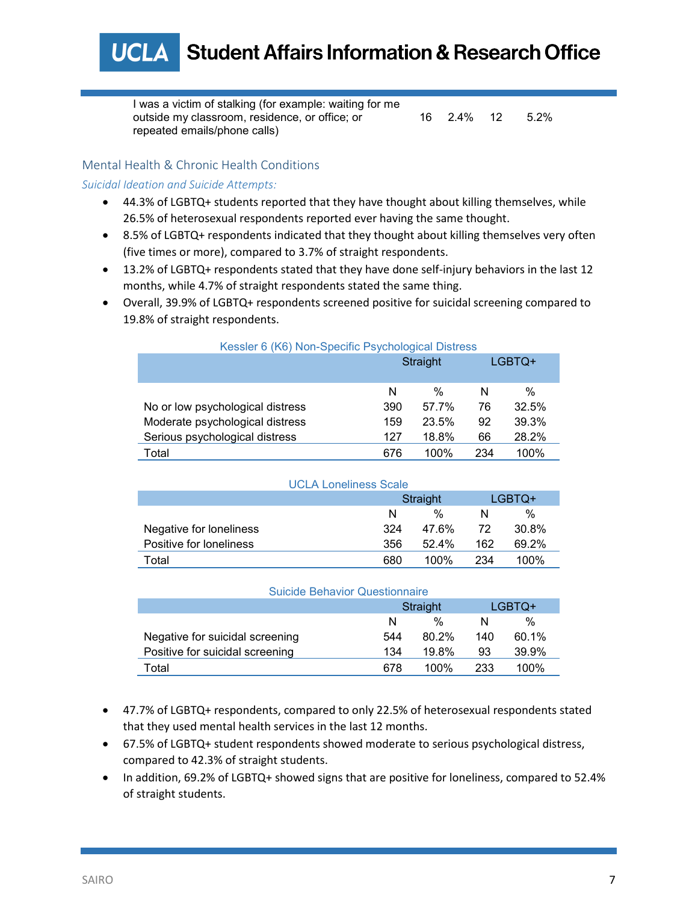| | | | | |
|---|---|---|---|---|
| I was a victim of stalking (for example: waiting for me outside my classroom, residence, or office; or repeated emails/phone calls) | 16 | 2.4% | 12 | 5.2% |

## Mental Health & Chronic Health Conditions

### *Suicidal Ideation and Suicide Attempts:*

- 44.3% of LGBTQ+ students reported that they have thought about killing themselves, while 26.5% of heterosexual respondents reported ever having the same thought.
- 8.5% of LGBTQ+ respondents indicated that they thought about killing themselves very often (five times or more), compared to 3.7% of straight respondents.
- 13.2% of LGBTQ+ respondents stated that they have done self-injury behaviors in the last 12 months, while 4.7% of straight respondents stated the same thing.
- Overall, 39.9% of LGBTQ+ respondents screened positive for suicidal screening compared to 19.8% of straight respondents.

Kessler 6 (K6) Non-Specific Psychological Distress

| | Straight | | LGBTQ+ | |
|---|---|---|---|---|
| | N | % | N | % |
| No or low psychological distress | 390 | 57.7% | 76 | 32.5% |
| Moderate psychological distress | 159 | 23.5% | 92 | 39.3% |
| Serious psychological distress | 127 | 18.8% | 66 | 28.2% |
| Total | 676 | 100% | 234 | 100% |

UCLA Loneliness Scale

| | Straight | | LGBTQ+ | |
|---|---|---|---|---|
| | N | % | N | % |
| Negative for loneliness | 324 | 47.6% | 72 | 30.8% |
| Positive for loneliness | 356 | 52.4% | 162 | 69.2% |
| Total | 680 | 100% | 234 | 100% |

Suicide Behavior Questionnaire

| | Straight | | LGBTQ+ | |
|---|---|---|---|---|
| | N | % | N | % |
| Negative for suicidal screening | 544 | 80.2% | 140 | 60.1% |
| Positive for suicidal screening | 134 | 19.8% | 93 | 39.9% |
| Total | 678 | 100% | 233 | 100% |

- 47.7% of LGBTQ+ respondents, compared to only 22.5% of heterosexual respondents stated that they used mental health services in the last 12 months.
- 67.5% of LGBTQ+ student respondents showed moderate to serious psychological distress, compared to 42.3% of straight students.
- In addition, 69.2% of LGBTQ+ showed signs that are positive for loneliness, compared to 52.4% of straight students.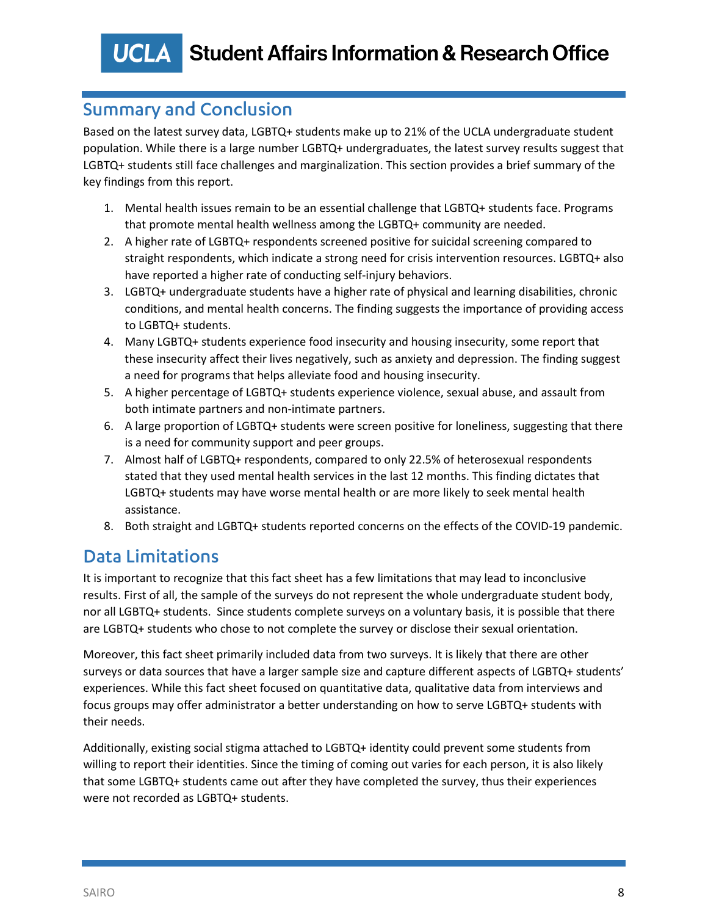## Summary and Conclusion

Based on the latest survey data, LGBTQ+ students make up to 21% of the UCLA undergraduate student population. While there is a large number LGBTQ+ undergraduates, the latest survey results suggest that LGBTQ+ students still face challenges and marginalization. This section provides a brief summary of the key findings from this report.

1. Mental health issues remain to be an essential challenge that LGBTQ+ students face. Programs that promote mental health wellness among the LGBTQ+ community are needed.
2. A higher rate of LGBTQ+ respondents screened positive for suicidal screening compared to straight respondents, which indicate a strong need for crisis intervention resources. LGBTQ+ also have reported a higher rate of conducting self-injury behaviors.
3. LGBTQ+ undergraduate students have a higher rate of physical and learning disabilities, chronic conditions, and mental health concerns. The finding suggests the importance of providing access to LGBTQ+ students.
4. Many LGBTQ+ students experience food insecurity and housing insecurity, some report that these insecurity affect their lives negatively, such as anxiety and depression. The finding suggest a need for programs that helps alleviate food and housing insecurity.
5. A higher percentage of LGBTQ+ students experience violence, sexual abuse, and assault from both intimate partners and non-intimate partners.
6. A large proportion of LGBTQ+ students were screen positive for loneliness, suggesting that there is a need for community support and peer groups.
7. Almost half of LGBTQ+ respondents, compared to only 22.5% of heterosexual respondents stated that they used mental health services in the last 12 months. This finding dictates that LGBTQ+ students may have worse mental health or are more likely to seek mental health assistance.
8. Both straight and LGBTQ+ students reported concerns on the effects of the COVID-19 pandemic.

## Data Limitations

It is important to recognize that this fact sheet has a few limitations that may lead to inconclusive results. First of all, the sample of the surveys do not represent the whole undergraduate student body, nor all LGBTQ+ students. Since students complete surveys on a voluntary basis, it is possible that there are LGBTQ+ students who chose to not complete the survey or disclose their sexual orientation.

Moreover, this fact sheet primarily included data from two surveys. It is likely that there are other surveys or data sources that have a larger sample size and capture different aspects of LGBTQ+ students' experiences. While this fact sheet focused on quantitative data, qualitative data from interviews and focus groups may offer administrator a better understanding on how to serve LGBTQ+ students with their needs.

Additionally, existing social stigma attached to LGBTQ+ identity could prevent some students from willing to report their identities. Since the timing of coming out varies for each person, it is also likely that some LGBTQ+ students came out after they have completed the survey, thus their experiences were not recorded as LGBTQ+ students.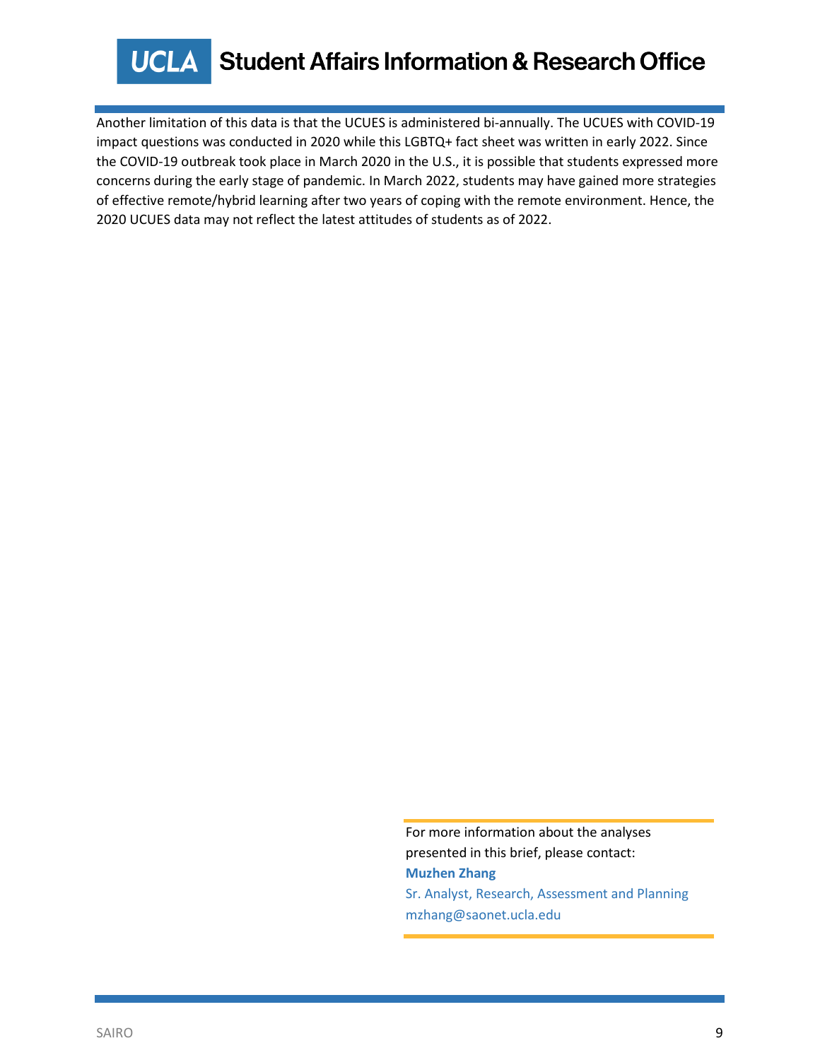Another limitation of this data is that the UCUES is administered bi-annually. The UCUES with COVID-19 impact questions was conducted in 2020 while this LGBTQ+ fact sheet was written in early 2022. Since the COVID-19 outbreak took place in March 2020 in the U.S., it is possible that students expressed more concerns during the early stage of pandemic. In March 2022, students may have gained more strategies of effective remote/hybrid learning after two years of coping with the remote environment. Hence, the 2020 UCUES data may not reflect the latest attitudes of students as of 2022.

For more information about the analyses presented in this brief, please contact:

**Muzhen Zhang**

Sr. Analyst, Research, Assessment and Planning

mzhang@saonet.ucla.edu